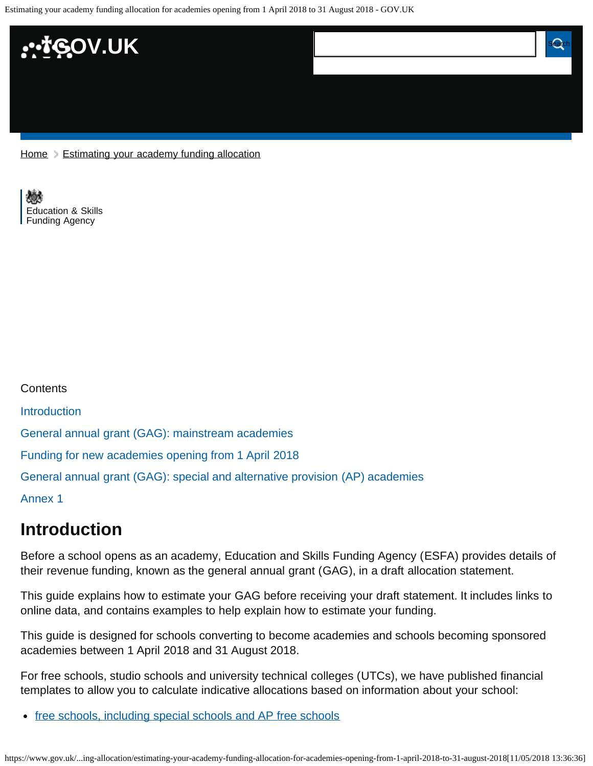GOV.UK

Home > Estimating your academy funding allocation

Education & Skills Funding Agency

Contents

- Introduction
- General annual grant (GAG): mainstream academies
- Funding for new academies opening from 1 April 2018
- General annual grant (GAG): special and alternative provision (AP) academies
- Annex 1

## Introduction

Before a school opens as an academy, Education and Skills Funding Agency (ESFA) provides details of their revenue funding, known as the general annual grant (GAG), in a draft allocation statement.

This guide explains how to estimate your GAG before receiving your draft statement. It includes links to online data, and contains examples to help explain how to estimate your funding.

This guide is designed for schools converting to become academies and schools becoming sponsored academies between 1 April 2018 and 31 August 2018.

For free schools, studio schools and university technical colleges (UTCs), we have published financial templates to allow you to calculate indicative allocations based on information about your school:

- free schools, including special schools and AP free schools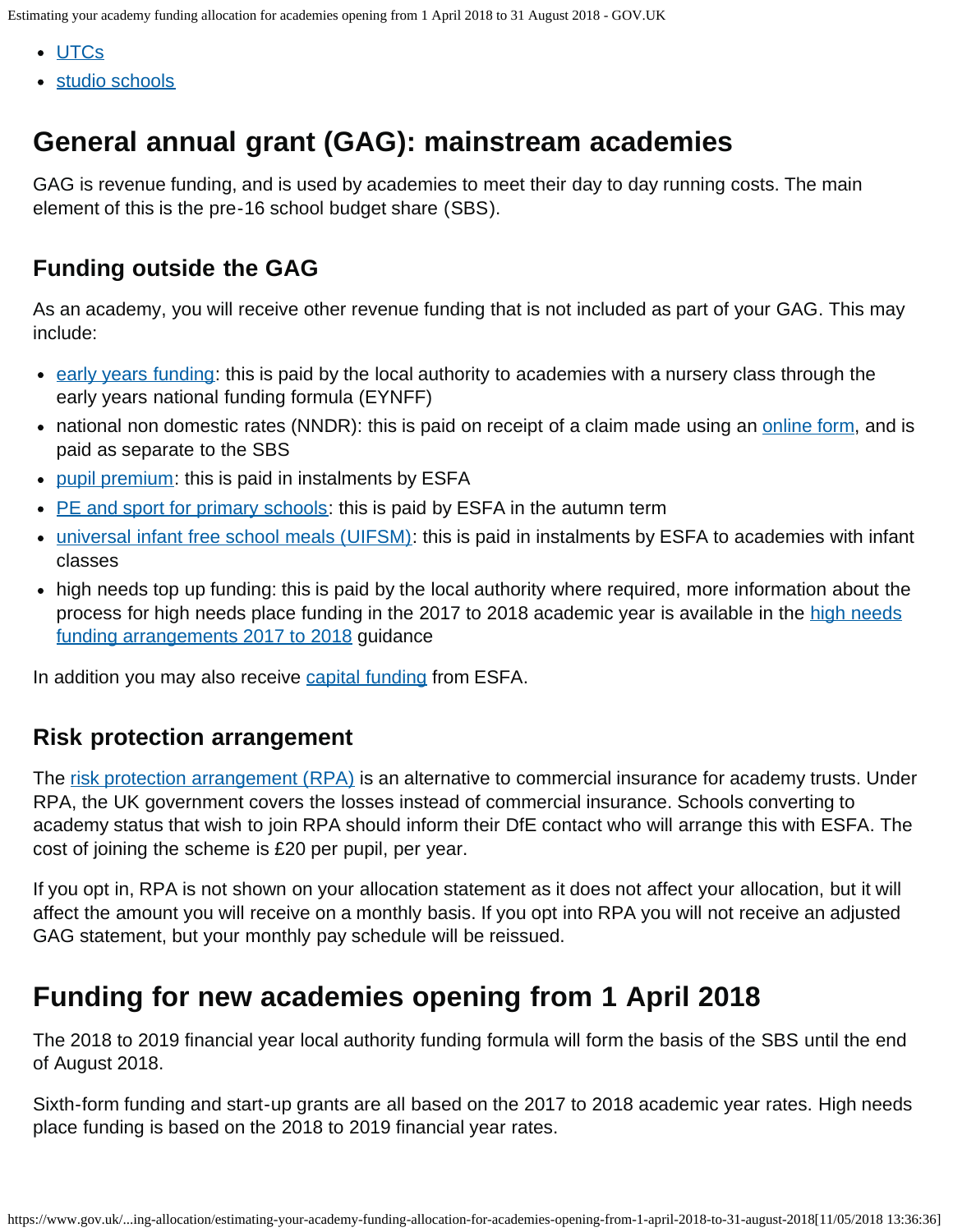- UTCs
- studio schools

# General annual grant (GAG): mainstream academies

GAG is revenue funding, and is used by academies to meet their day to day running costs. The main element of this is the pre-16 school budget share (SBS).

## Funding outside the GAG

As an academy, you will receive other revenue funding that is not included as part of your GAG. This may include:

- early years funding: this is paid by the local authority to academies with a nursery class through the early years national funding formula (EYNFF)
- national non domestic rates (NNDR): this is paid on receipt of a claim made using an online form, and is paid as separate to the SBS
- pupil premium: this is paid in instalments by ESFA
- PE and sport for primary schools: this is paid by ESFA in the autumn term
- universal infant free school meals (UIFSM): this is paid in instalments by ESFA to academies with infant classes
- high needs top up funding: this is paid by the local authority where required, more information about the process for high needs place funding in the 2017 to 2018 academic year is available in the high needs funding arrangements 2017 to 2018 guidance

In addition you may also receive capital funding from ESFA.

## Risk protection arrangement

The risk protection arrangement (RPA) is an alternative to commercial insurance for academy trusts. Under RPA, the UK government covers the losses instead of commercial insurance. Schools converting to academy status that wish to join RPA should inform their DfE contact who will arrange this with ESFA. The cost of joining the scheme is £20 per pupil, per year.

If you opt in, RPA is not shown on your allocation statement as it does not affect your allocation, but it will affect the amount you will receive on a monthly basis. If you opt into RPA you will not receive an adjusted GAG statement, but your monthly pay schedule will be reissued.

# Funding for new academies opening from 1 April 2018

The 2018 to 2019 financial year local authority funding formula will form the basis of the SBS until the end of August 2018.

Sixth-form funding and start-up grants are all based on the 2017 to 2018 academic year rates. High needs place funding is based on the 2018 to 2019 financial year rates.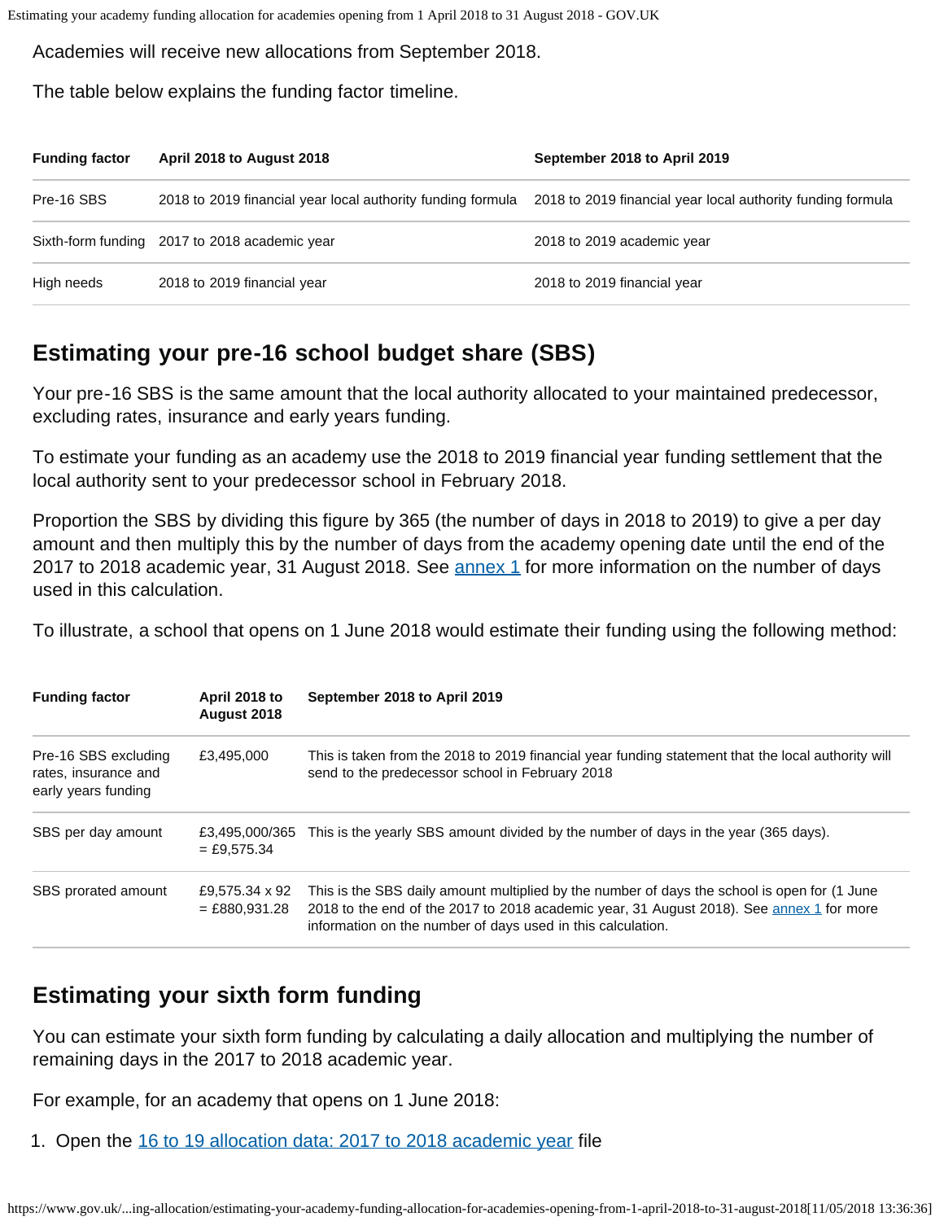Academies will receive new allocations from September 2018.

The table below explains the funding factor timeline.

| Funding factor | April 2018 to August 2018 | September 2018 to April 2019 |
| --- | --- | --- |
| Pre-16 SBS | 2018 to 2019 financial year local authority funding formula | 2018 to 2019 financial year local authority funding formula |
| Sixth-form funding | 2017 to 2018 academic year | 2018 to 2019 academic year |
| High needs | 2018 to 2019 financial year | 2018 to 2019 financial year |

## Estimating your pre-16 school budget share (SBS)

Your pre-16 SBS is the same amount that the local authority allocated to your maintained predecessor, excluding rates, insurance and early years funding.

To estimate your funding as an academy use the 2018 to 2019 financial year funding settlement that the local authority sent to your predecessor school in February 2018.

Proportion the SBS by dividing this figure by 365 (the number of days in 2018 to 2019) to give a per day amount and then multiply this by the number of days from the academy opening date until the end of the 2017 to 2018 academic year, 31 August 2018. See [annex 1](#) for more information on the number of days used in this calculation.

To illustrate, a school that opens on 1 June 2018 would estimate their funding using the following method:

| Funding factor | April 2018 to August 2018 | September 2018 to April 2019 |
| --- | --- | --- |
| Pre-16 SBS excluding rates, insurance and early years funding | £3,495,000 | This is taken from the 2018 to 2019 financial year funding statement that the local authority will send to the predecessor school in February 2018 |
| SBS per day amount | £3,495,000/365 = £9,575.34 | This is the yearly SBS amount divided by the number of days in the year (365 days). |
| SBS prorated amount | £9,575.34 x 92 = £880,931.28 | This is the SBS daily amount multiplied by the number of days the school is open for (1 June 2018 to the end of the 2017 to 2018 academic year, 31 August 2018). See [annex 1](#) for more information on the number of days used in this calculation. |

## Estimating your sixth form funding

You can estimate your sixth form funding by calculating a daily allocation and multiplying the number of remaining days in the 2017 to 2018 academic year.

For example, for an academy that opens on 1 June 2018:

1. Open the [16 to 19 allocation data: 2017 to 2018 academic year](#) file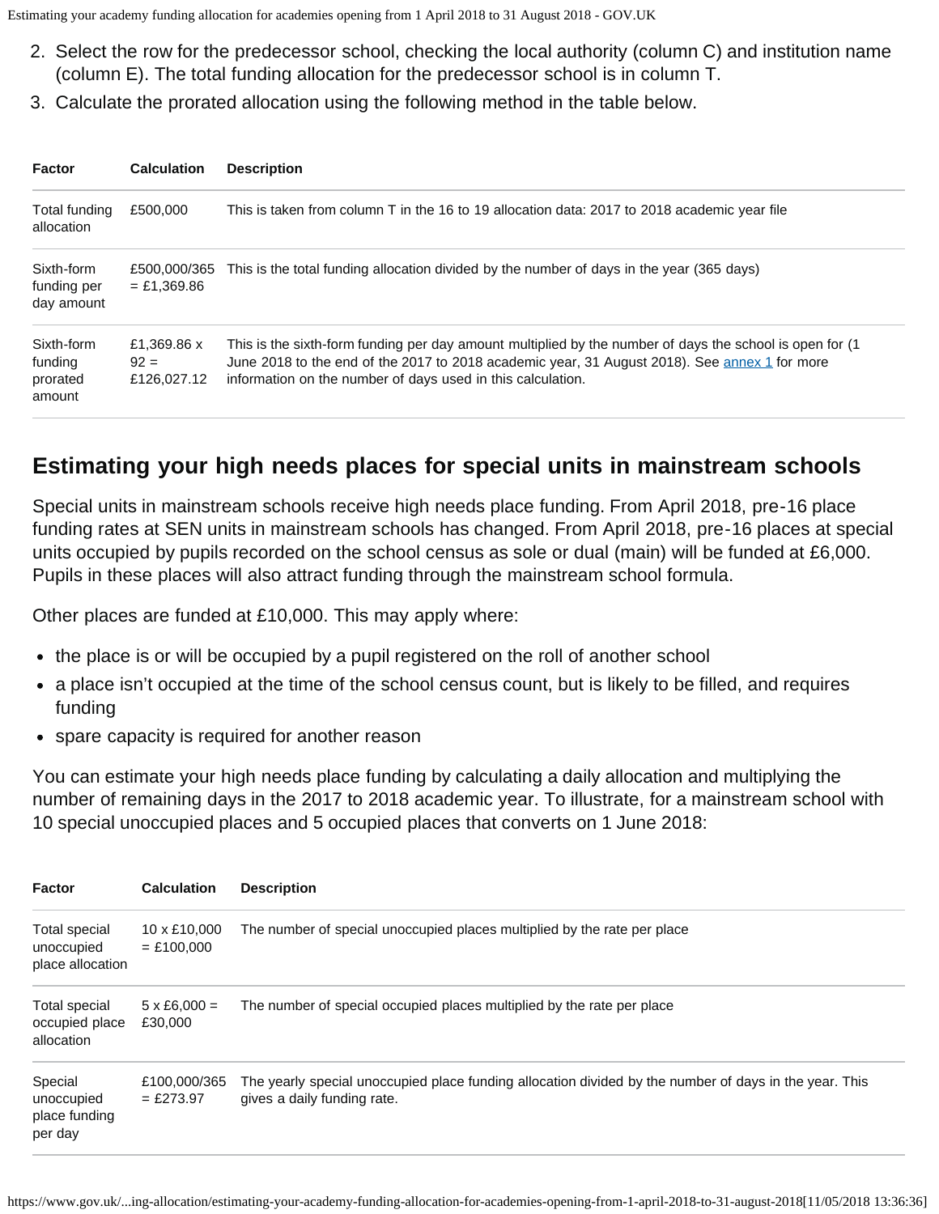2. Select the row for the predecessor school, checking the local authority (column C) and institution name (column E). The total funding allocation for the predecessor school is in column T.
3. Calculate the prorated allocation using the following method in the table below.

| Factor | Calculation | Description |
| --- | --- | --- |
| Total funding allocation | £500,000 | This is taken from column T in the 16 to 19 allocation data: 2017 to 2018 academic year file |
| Sixth-form funding per day amount | £500,000/365 = £1,369.86 | This is the total funding allocation divided by the number of days in the year (365 days) |
| Sixth-form funding prorated amount | £1,369.86 x 92 = £126,027.12 | This is the sixth-form funding per day amount multiplied by the number of days the school is open for (1 June 2018 to the end of the 2017 to 2018 academic year, 31 August 2018). See annex 1 for more information on the number of days used in this calculation. |

## Estimating your high needs places for special units in mainstream schools

Special units in mainstream schools receive high needs place funding. From April 2018, pre-16 place funding rates at SEN units in mainstream schools has changed. From April 2018, pre-16 places at special units occupied by pupils recorded on the school census as sole or dual (main) will be funded at £6,000. Pupils in these places will also attract funding through the mainstream school formula.

Other places are funded at £10,000. This may apply where:

- the place is or will be occupied by a pupil registered on the roll of another school
- a place isn't occupied at the time of the school census count, but is likely to be filled, and requires funding
- spare capacity is required for another reason

You can estimate your high needs place funding by calculating a daily allocation and multiplying the number of remaining days in the 2017 to 2018 academic year. To illustrate, for a mainstream school with 10 special unoccupied places and 5 occupied places that converts on 1 June 2018:

| Factor | Calculation | Description |
| --- | --- | --- |
| Total special unoccupied place allocation | 10 x £10,000 = £100,000 | The number of special unoccupied places multiplied by the rate per place |
| Total special occupied place allocation | 5 x £6,000 = £30,000 | The number of special occupied places multiplied by the rate per place |
| Special unoccupied place funding per day | £100,000/365 = £273.97 | The yearly special unoccupied place funding allocation divided by the number of days in the year. This gives a daily funding rate. |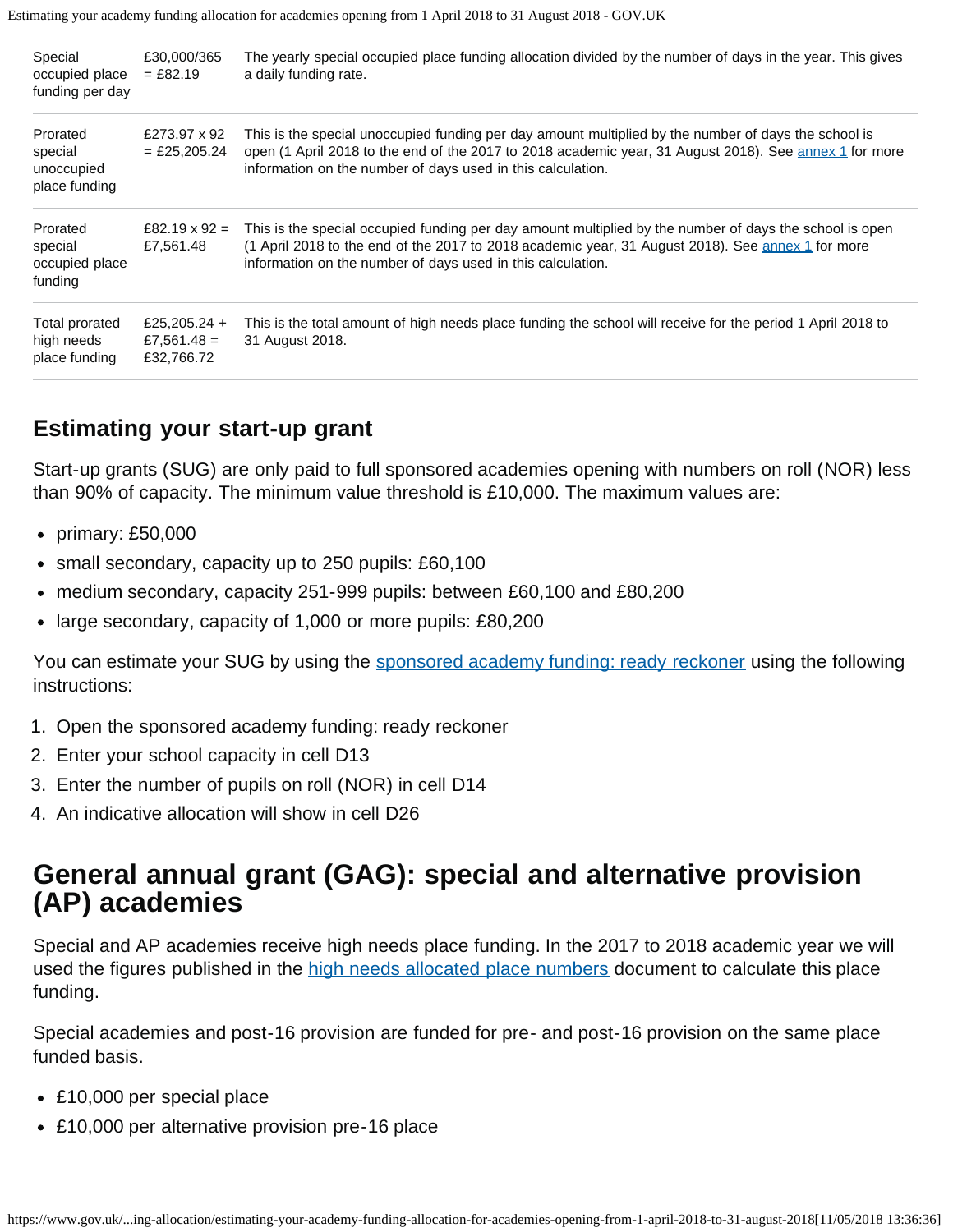| | | |
|---|---|---|
| Special occupied place funding per day | £30,000/365 = £82.19 | The yearly special occupied place funding allocation divided by the number of days in the year. This gives a daily funding rate. |
| Prorated special unoccupied place funding | £273.97 x 92 = £25,205.24 | This is the special unoccupied funding per day amount multiplied by the number of days the school is open (1 April 2018 to the end of the 2017 to 2018 academic year, 31 August 2018). See annex 1 for more information on the number of days used in this calculation. |
| Prorated special occupied place funding | £82.19 x 92 = £7,561.48 | This is the special occupied funding per day amount multiplied by the number of days the school is open (1 April 2018 to the end of the 2017 to 2018 academic year, 31 August 2018). See annex 1 for more information on the number of days used in this calculation. |
| Total prorated high needs place funding | £25,205.24 + £7,561.48 = £32,766.72 | This is the total amount of high needs place funding the school will receive for the period 1 April 2018 to 31 August 2018. |

### Estimating your start-up grant

Start-up grants (SUG) are only paid to full sponsored academies opening with numbers on roll (NOR) less than 90% of capacity. The minimum value threshold is £10,000. The maximum values are:

- primary: £50,000
- small secondary, capacity up to 250 pupils: £60,100
- medium secondary, capacity 251-999 pupils: between £60,100 and £80,200
- large secondary, capacity of 1,000 or more pupils: £80,200

You can estimate your SUG by using the sponsored academy funding: ready reckoner using the following instructions:

1. Open the sponsored academy funding: ready reckoner
2. Enter your school capacity in cell D13
3. Enter the number of pupils on roll (NOR) in cell D14
4. An indicative allocation will show in cell D26

## General annual grant (GAG): special and alternative provision (AP) academies

Special and AP academies receive high needs place funding. In the 2017 to 2018 academic year we will used the figures published in the high needs allocated place numbers document to calculate this place funding.

Special academies and post-16 provision are funded for pre- and post-16 provision on the same place funded basis.

- £10,000 per special place
- £10,000 per alternative provision pre-16 place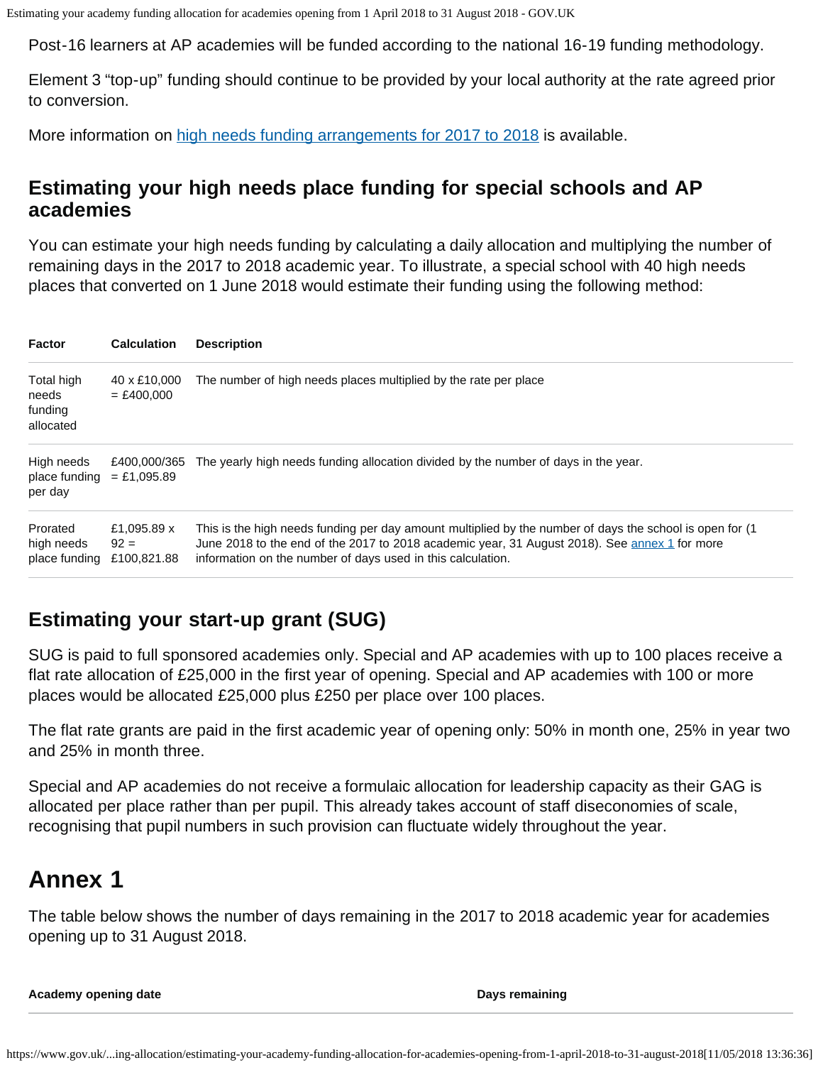Post-16 learners at AP academies will be funded according to the national 16-19 funding methodology.

Element 3 “top-up” funding should continue to be provided by your local authority at the rate agreed prior to conversion.

More information on [high needs funding arrangements for 2017 to 2018](#) is available.

## Estimating your high needs place funding for special schools and AP academies

You can estimate your high needs funding by calculating a daily allocation and multiplying the number of remaining days in the 2017 to 2018 academic year. To illustrate, a special school with 40 high needs places that converted on 1 June 2018 would estimate their funding using the following method:

| Factor | Calculation | Description |
|---|---|---|
| Total high needs funding allocated | 40 x £10,000 = £400,000 | The number of high needs places multiplied by the rate per place |
| High needs place funding per day | £400,000/365 = £1,095.89 | The yearly high needs funding allocation divided by the number of days in the year. |
| Prorated high needs place funding | £1,095.89 x 92 = £100,821.88 | This is the high needs funding per day amount multiplied by the number of days the school is open for (1 June 2018 to the end of the 2017 to 2018 academic year, 31 August 2018). See [annex 1](#) for more information on the number of days used in this calculation. |

## Estimating your start-up grant (SUG)

SUG is paid to full sponsored academies only. Special and AP academies with up to 100 places receive a flat rate allocation of £25,000 in the first year of opening. Special and AP academies with 100 or more places would be allocated £25,000 plus £250 per place over 100 places.

The flat rate grants are paid in the first academic year of opening only: 50% in month one, 25% in year two and 25% in month three.

Special and AP academies do not receive a formulaic allocation for leadership capacity as their GAG is allocated per place rather than per pupil. This already takes account of staff diseconomies of scale, recognising that pupil numbers in such provision can fluctuate widely throughout the year.

# Annex 1

The table below shows the number of days remaining in the 2017 to 2018 academic year for academies opening up to 31 August 2018.

| Academy opening date | Days remaining |
|---|---|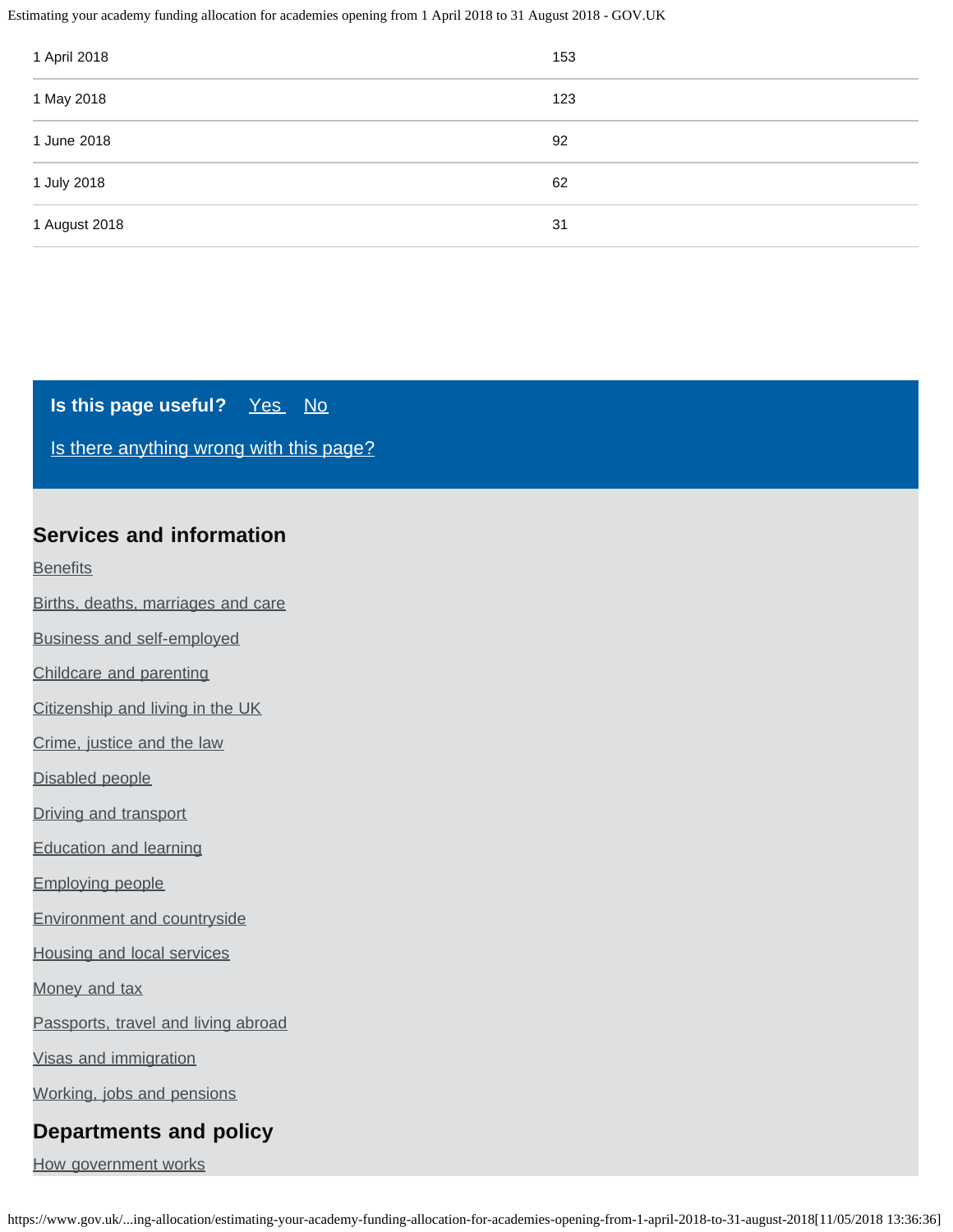| | |
|---|---|
| 1 April 2018 | 153 |
| 1 May 2018 | 123 |
| 1 June 2018 | 92 |
| 1 July 2018 | 62 |
| 1 August 2018 | 31 |

**Is this page useful?** Yes No

Is there anything wrong with this page?

## Services and information

Benefits

Births, deaths, marriages and care

Business and self-employed

Childcare and parenting

Citizenship and living in the UK

Crime, justice and the law

Disabled people

Driving and transport

Education and learning

Employing people

Environment and countryside

Housing and local services

Money and tax

Passports, travel and living abroad

Visas and immigration

Working, jobs and pensions

## Departments and policy

How government works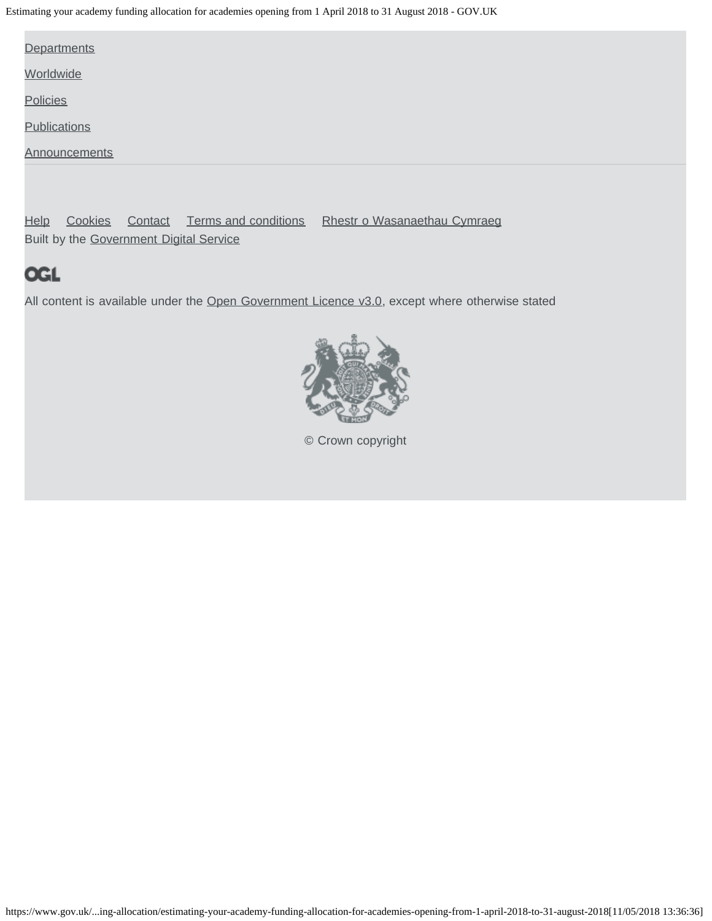Departments

Worldwide

Policies

Publications

Announcements

Help Cookies Contact Terms and conditions Rhestr o Wasanaethau Cymraeg

Built by the Government Digital Service

OGL

All content is available under the Open Government Licence v3.0, except where otherwise stated

© Crown copyright